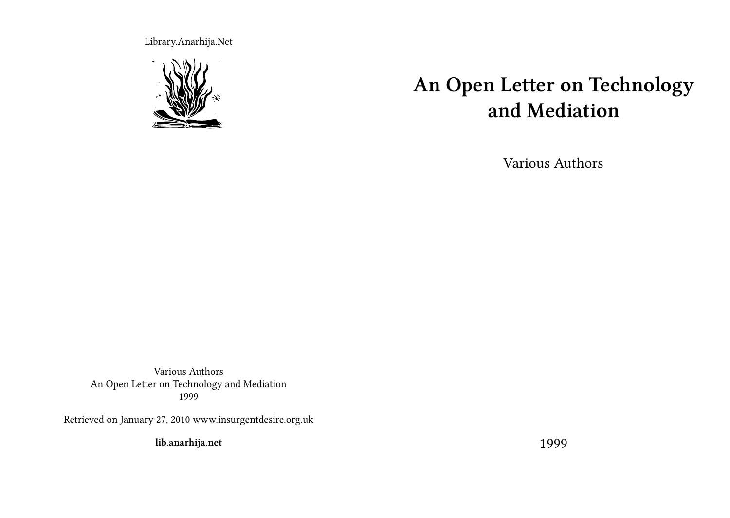Library.Anarhija.Net

# An Open Letter on Technology and Mediation

Various Authors

1999

Various Authors
An Open Letter on Technology and Mediation
1999

Retrieved on January 27, 2010 www.insurgentdesire.org.uk

**lib.anarhija.net**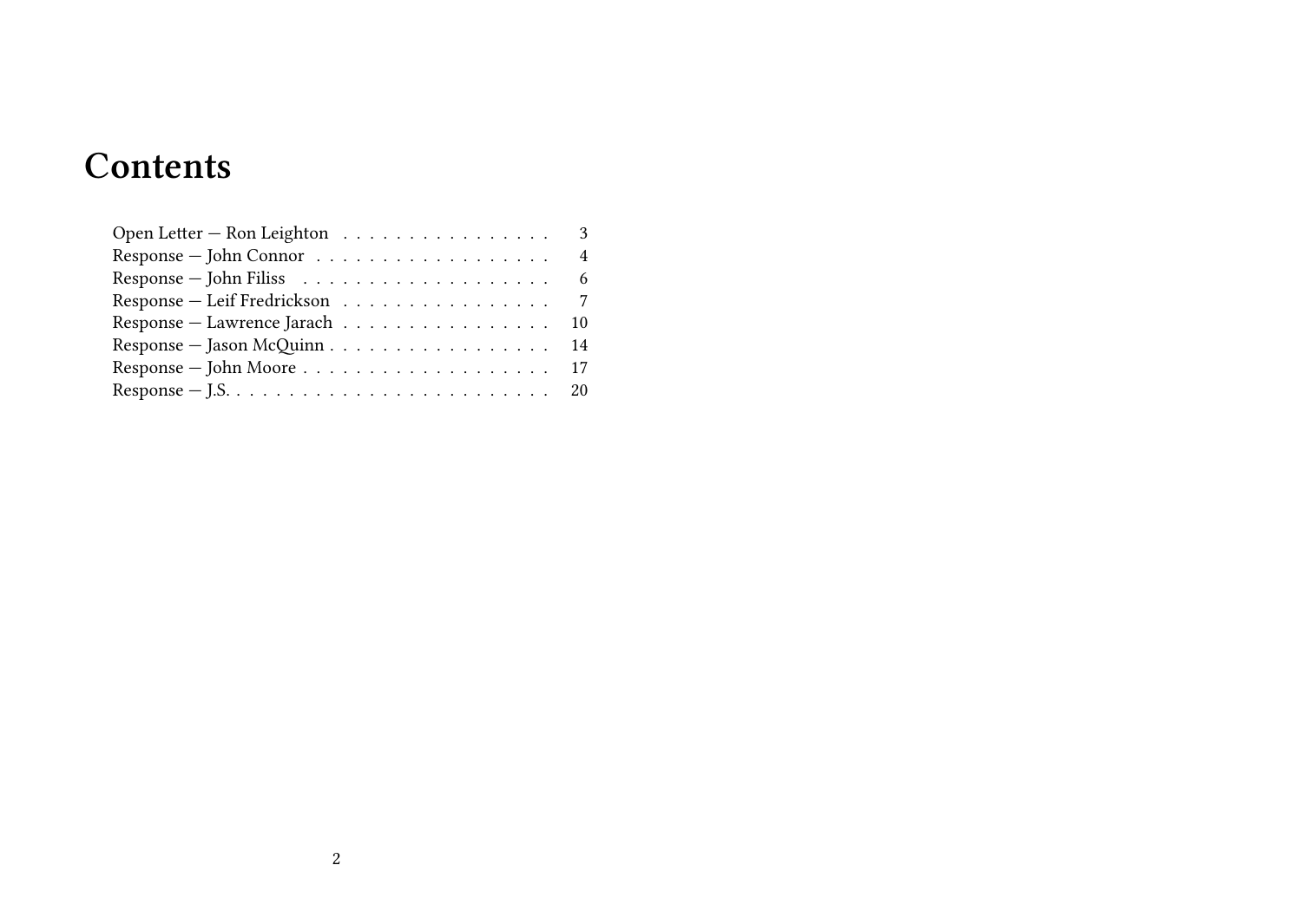# Contents

Open Letter — Ron Leighton . . . . . . . . . . . . . . . . 3
Response — John Connor . . . . . . . . . . . . . . . . . . 4
Response — John Filiss . . . . . . . . . . . . . . . . . . . 6
Response — Leif Fredrickson . . . . . . . . . . . . . . . . 7
Response — Lawrence Jarach . . . . . . . . . . . . . . . . 10
Response — Jason McQuinn . . . . . . . . . . . . . . . . . 14
Response — John Moore . . . . . . . . . . . . . . . . . . . 17
Response — J.S. . . . . . . . . . . . . . . . . . . . . . . . . 20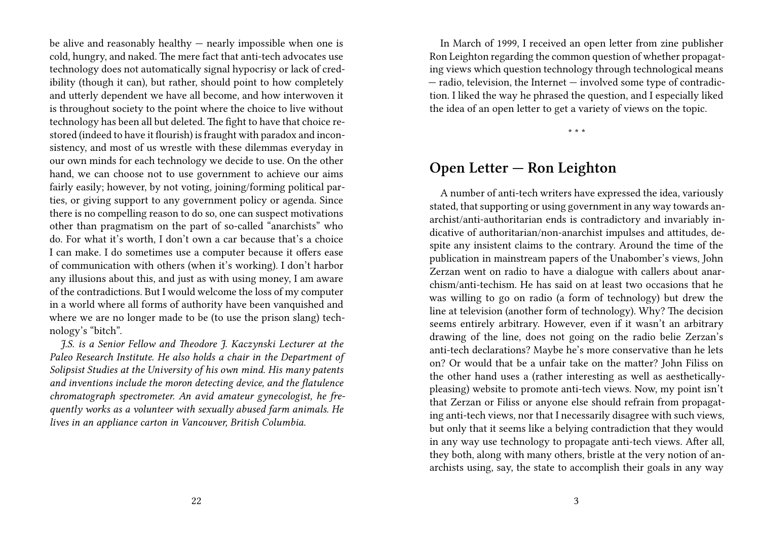be alive and reasonably healthy — nearly impossible when one is cold, hungry, and naked. The mere fact that anti-tech advocates use technology does not automatically signal hypocrisy or lack of credibility (though it can), but rather, should point to how completely and utterly dependent we have all become, and how interwoven it is throughout society to the point where the choice to live without technology has been all but deleted. The fight to have that choice restored (indeed to have it flourish) is fraught with paradox and inconsistency, and most of us wrestle with these dilemmas everyday in our own minds for each technology we decide to use. On the other hand, we can choose not to use government to achieve our aims fairly easily; however, by not voting, joining/forming political parties, or giving support to any government policy or agenda. Since there is no compelling reason to do so, one can suspect motivations other than pragmatism on the part of so-called "anarchists" who do. For what it's worth, I don't own a car because that's a choice I can make. I do sometimes use a computer because it offers ease of communication with others (when it's working). I don't harbor any illusions about this, and just as with using money, I am aware of the contradictions. But I would welcome the loss of my computer in a world where all forms of authority have been vanquished and where we are no longer made to be (to use the prison slang) technology's "bitch".

*J.S. is a Senior Fellow and Theodore J. Kaczynski Lecturer at the Paleo Research Institute. He also holds a chair in the Department of Solipsist Studies at the University of his own mind. His many patents and inventions include the moron detecting device, and the flatulence chromatograph spectrometer. An avid amateur gynecologist, he frequently works as a volunteer with sexually abused farm animals. He lives in an appliance carton in Vancouver, British Columbia.*

In March of 1999, I received an open letter from zine publisher Ron Leighton regarding the common question of whether propagating views which question technology through technological means — radio, television, the Internet — involved some type of contradiction. I liked the way he phrased the question, and I especially liked the idea of an open letter to get a variety of views on the topic.

\* \* \*

## Open Letter — Ron Leighton

A number of anti-tech writers have expressed the idea, variously stated, that supporting or using government in any way towards anarchist/anti-authoritarian ends is contradictory and invariably indicative of authoritarian/non-anarchist impulses and attitudes, despite any insistent claims to the contrary. Around the time of the publication in mainstream papers of the Unabomber's views, John Zerzan went on radio to have a dialogue with callers about anarchism/anti-techism. He has said on at least two occasions that he was willing to go on radio (a form of technology) but drew the line at television (another form of technology). Why? The decision seems entirely arbitrary. However, even if it wasn't an arbitrary drawing of the line, does not going on the radio belie Zerzan's anti-tech declarations? Maybe he's more conservative than he lets on? Or would that be a unfair take on the matter? John Filiss on the other hand uses a (rather interesting as well as aesthetically-pleasing) website to promote anti-tech views. Now, my point isn't that Zerzan or Filiss or anyone else should refrain from propagating anti-tech views, nor that I necessarily disagree with such views, but only that it seems like a belying contradiction that they would in any way use technology to propagate anti-tech views. After all, they both, along with many others, bristle at the very notion of anarchists using, say, the state to accomplish their goals in any way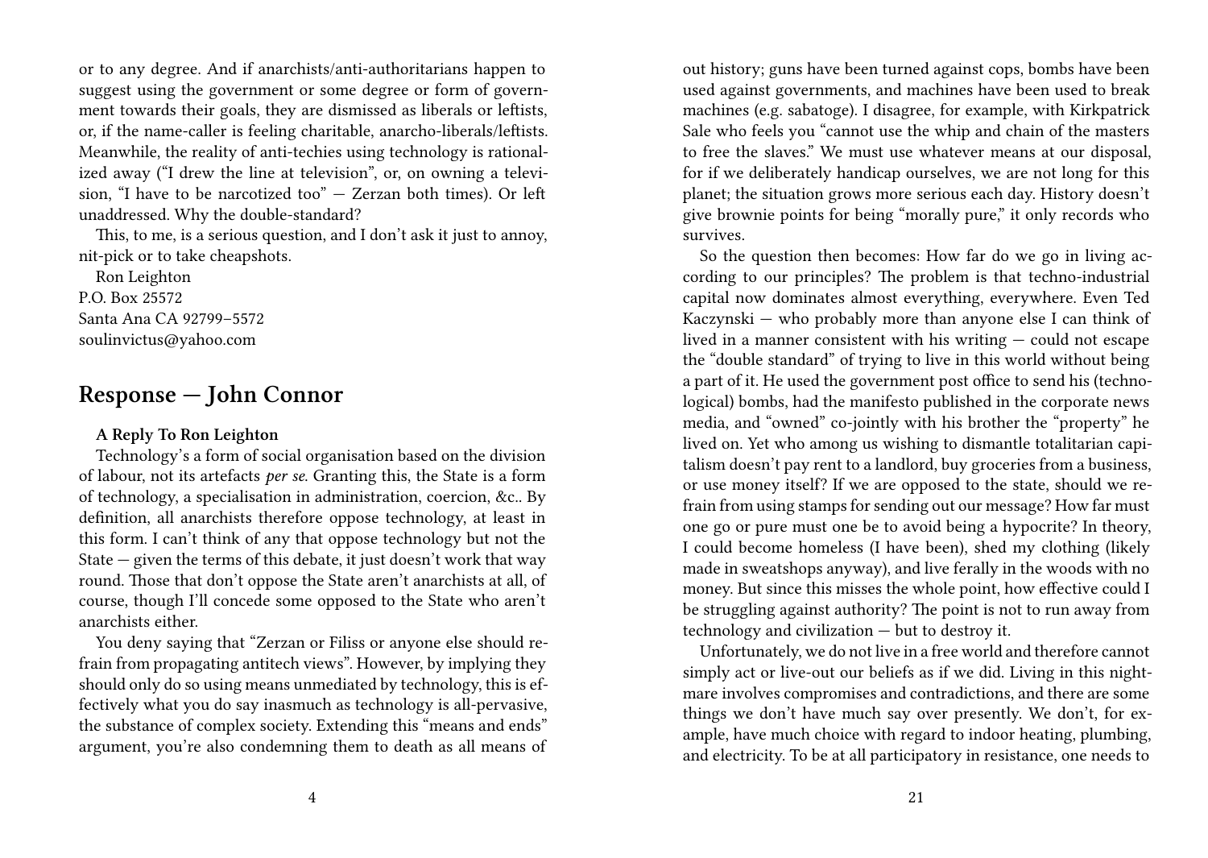or to any degree. And if anarchists/anti-authoritarians happen to suggest using the government or some degree or form of government towards their goals, they are dismissed as liberals or leftists, or, if the name-caller is feeling charitable, anarcho-liberals/leftists. Meanwhile, the reality of anti-techies using technology is rationalized away ("I drew the line at television", or, on owning a television, "I have to be narcotized too" — Zerzan both times). Or left unaddressed. Why the double-standard?

This, to me, is a serious question, and I don't ask it just to annoy, nit-pick or to take cheapshots.

Ron Leighton
P.O. Box 25572
Santa Ana CA 92799–5572
soulinvictus@yahoo.com

## Response — John Connor

**A Reply To Ron Leighton**

Technology's a form of social organisation based on the division of labour, not its artefacts *per se*. Granting this, the State is a form of technology, a specialisation in administration, coercion, &c.. By definition, all anarchists therefore oppose technology, at least in this form. I can't think of any that oppose technology but not the State — given the terms of this debate, it just doesn't work that way round. Those that don't oppose the State aren't anarchists at all, of course, though I'll concede some opposed to the State who aren't anarchists either.

You deny saying that "Zerzan or Filiss or anyone else should refrain from propagating antitech views". However, by implying they should only do so using means unmediated by technology, this is effectively what you do say inasmuch as technology is all-pervasive, the substance of complex society. Extending this "means and ends" argument, you're also condemning them to death as all means of

out history; guns have been turned against cops, bombs have been used against governments, and machines have been used to break machines (e.g. sabatoge). I disagree, for example, with Kirkpatrick Sale who feels you "cannot use the whip and chain of the masters to free the slaves." We must use whatever means at our disposal, for if we deliberately handicap ourselves, we are not long for this planet; the situation grows more serious each day. History doesn't give brownie points for being "morally pure," it only records who survives.

So the question then becomes: How far do we go in living according to our principles? The problem is that techno-industrial capital now dominates almost everything, everywhere. Even Ted Kaczynski — who probably more than anyone else I can think of lived in a manner consistent with his writing — could not escape the "double standard" of trying to live in this world without being a part of it. He used the government post office to send his (technological) bombs, had the manifesto published in the corporate news media, and "owned" co-jointly with his brother the "property" he lived on. Yet who among us wishing to dismantle totalitarian capitalism doesn't pay rent to a landlord, buy groceries from a business, or use money itself? If we are opposed to the state, should we refrain from using stamps for sending out our message? How far must one go or pure must one be to avoid being a hypocrite? In theory, I could become homeless (I have been), shed my clothing (likely made in sweatshops anyway), and live ferally in the woods with no money. But since this misses the whole point, how effective could I be struggling against authority? The point is not to run away from technology and civilization — but to destroy it.

Unfortunately, we do not live in a free world and therefore cannot simply act or live-out our beliefs as if we did. Living in this nightmare involves compromises and contradictions, and there are some things we don't have much say over presently. We don't, for example, have much choice with regard to indoor heating, plumbing, and electricity. To be at all participatory in resistance, one needs to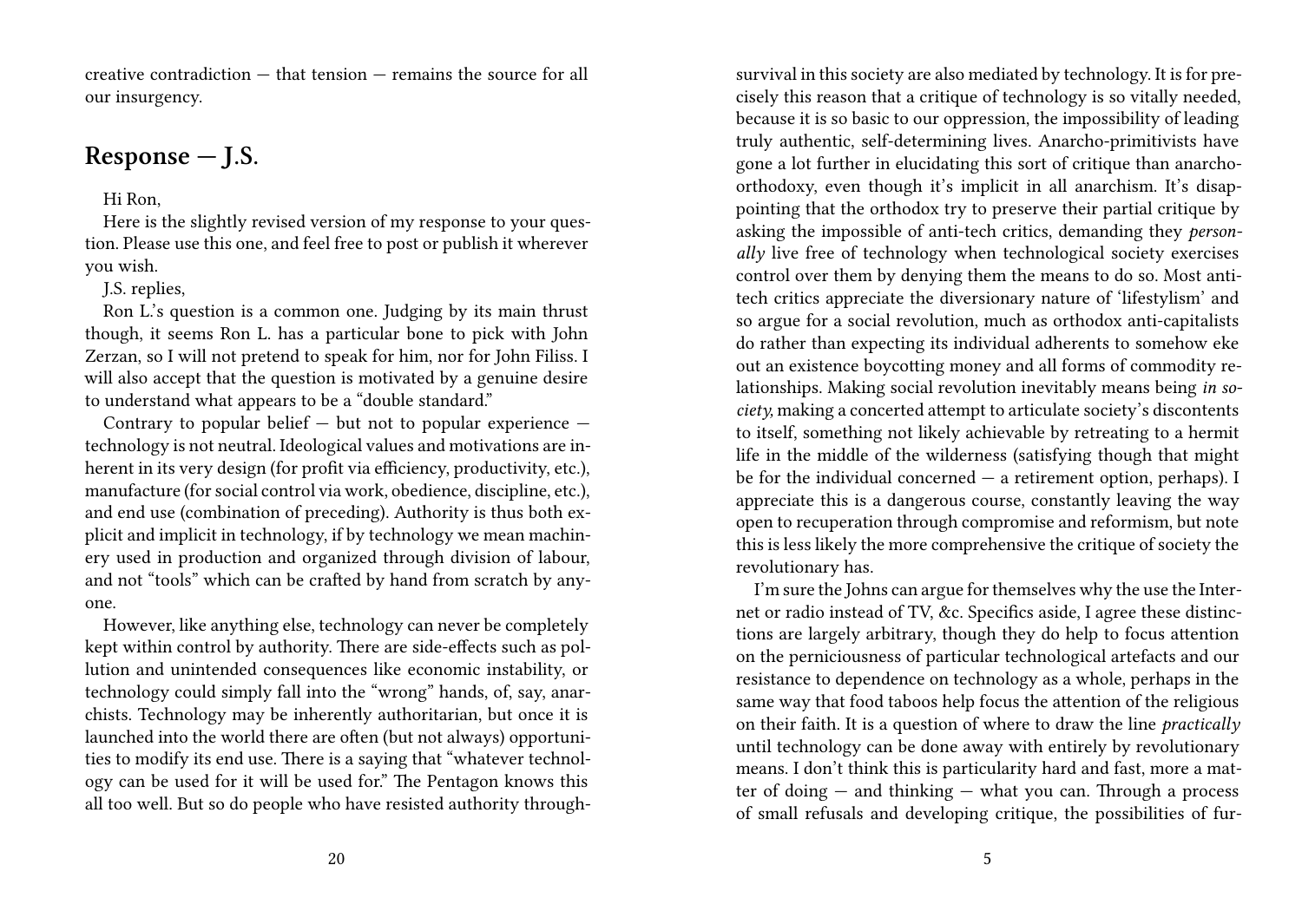creative contradiction — that tension — remains the source for all our insurgency.

## Response — J.S.

Hi Ron,

Here is the slightly revised version of my response to your question. Please use this one, and feel free to post or publish it wherever you wish.

J.S. replies,

Ron L.'s question is a common one. Judging by its main thrust though, it seems Ron L. has a particular bone to pick with John Zerzan, so I will not pretend to speak for him, nor for John Filiss. I will also accept that the question is motivated by a genuine desire to understand what appears to be a "double standard."

Contrary to popular belief — but not to popular experience — technology is not neutral. Ideological values and motivations are inherent in its very design (for profit via efficiency, productivity, etc.), manufacture (for social control via work, obedience, discipline, etc.), and end use (combination of preceding). Authority is thus both explicit and implicit in technology, if by technology we mean machinery used in production and organized through division of labour, and not "tools" which can be crafted by hand from scratch by anyone.

However, like anything else, technology can never be completely kept within control by authority. There are side-effects such as pollution and unintended consequences like economic instability, or technology could simply fall into the "wrong" hands, of, say, anarchists. Technology may be inherently authoritarian, but once it is launched into the world there are often (but not always) opportunities to modify its end use. There is a saying that "whatever technology can be used for it will be used for." The Pentagon knows this all too well. But so do people who have resisted authority through-

survival in this society are also mediated by technology. It is for precisely this reason that a critique of technology is so vitally needed, because it is so basic to our oppression, the impossibility of leading truly authentic, self-determining lives. Anarcho-primitivists have gone a lot further in elucidating this sort of critique than anarcho-orthodoxy, even though it's implicit in all anarchism. It's disappointing that the orthodox try to preserve their partial critique by asking the impossible of anti-tech critics, demanding they *personally* live free of technology when technological society exercises control over them by denying them the means to do so. Most anti-tech critics appreciate the diversionary nature of 'lifestylism' and so argue for a social revolution, much as orthodox anti-capitalists do rather than expecting its individual adherents to somehow eke out an existence boycotting money and all forms of commodity relationships. Making social revolution inevitably means being *in society,* making a concerted attempt to articulate society's discontents to itself, something not likely achievable by retreating to a hermit life in the middle of the wilderness (satisfying though that might be for the individual concerned — a retirement option, perhaps). I appreciate this is a dangerous course, constantly leaving the way open to recuperation through compromise and reformism, but note this is less likely the more comprehensive the critique of society the revolutionary has.

I'm sure the Johns can argue for themselves why the use the Internet or radio instead of TV, &c. Specifics aside, I agree these distinctions are largely arbitrary, though they do help to focus attention on the perniciousness of particular technological artefacts and our resistance to dependence on technology as a whole, perhaps in the same way that food taboos help focus the attention of the religious on their faith. It is a question of where to draw the line *practically* until technology can be done away with entirely by revolutionary means. I don't think this is particularity hard and fast, more a matter of doing — and thinking — what you can. Through a process of small refusals and developing critique, the possibilities of fur-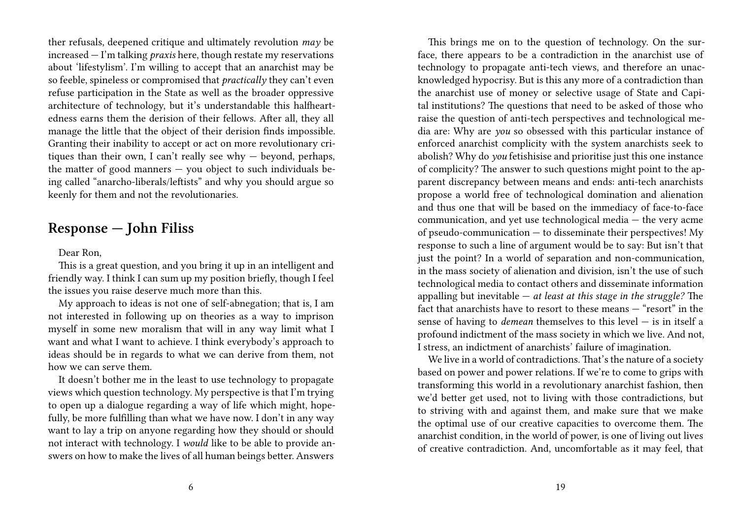ther refusals, deepened critique and ultimately revolution *may* be increased — I'm talking *praxis* here, though restate my reservations about 'lifestylism'. I'm willing to accept that an anarchist may be so feeble, spineless or compromised that *practically* they can't even refuse participation in the State as well as the broader oppressive architecture of technology, but it's understandable this halfheartedness earns them the derision of their fellows. After all, they all manage the little that the object of their derision finds impossible. Granting their inability to accept or act on more revolutionary critiques than their own, I can't really see why — beyond, perhaps, the matter of good manners — you object to such individuals being called "anarcho-liberals/leftists" and why you should argue so keenly for them and not the revolutionaries.

## Response — John Filiss

Dear Ron,

This is a great question, and you bring it up in an intelligent and friendly way. I think I can sum up my position briefly, though I feel the issues you raise deserve much more than this.

My approach to ideas is not one of self-abnegation; that is, I am not interested in following up on theories as a way to imprison myself in some new moralism that will in any way limit what I want and what I want to achieve. I think everybody's approach to ideas should be in regards to what we can derive from them, not how we can serve them.

It doesn't bother me in the least to use technology to propagate views which question technology. My perspective is that I'm trying to open up a dialogue regarding a way of life which might, hopefully, be more fulfilling than what we have now. I don't in any way want to lay a trip on anyone regarding how they should or should not interact with technology. I *would* like to be able to provide answers on how to make the lives of all human beings better. Answers

This brings me on to the question of technology. On the surface, there appears to be a contradiction in the anarchist use of technology to propagate anti-tech views, and therefore an unacknowledged hypocrisy. But is this any more of a contradiction than the anarchist use of money or selective usage of State and Capital institutions? The questions that need to be asked of those who raise the question of anti-tech perspectives and technological media are: Why are *you* so obsessed with this particular instance of enforced anarchist complicity with the system anarchists seek to abolish? Why do *you* fetishisise and prioritise just this one instance of complicity? The answer to such questions might point to the apparent discrepancy between means and ends: anti-tech anarchists propose a world free of technological domination and alienation and thus one that will be based on the immediacy of face-to-face communication, and yet use technological media — the very acme of pseudo-communication — to disseminate their perspectives! My response to such a line of argument would be to say: But isn't that just the point? In a world of separation and non-communication, in the mass society of alienation and division, isn't the use of such technological media to contact others and disseminate information appalling but inevitable — *at least at this stage in the struggle?* The fact that anarchists have to resort to these means — "resort" in the sense of having to *demean* themselves to this level — is in itself a profound indictment of the mass society in which we live. And not, I stress, an indictment of anarchists' failure of imagination.

We live in a world of contradictions. That's the nature of a society based on power and power relations. If we're to come to grips with transforming this world in a revolutionary anarchist fashion, then we'd better get used, not to living with those contradictions, but to striving with and against them, and make sure that we make the optimal use of our creative capacities to overcome them. The anarchist condition, in the world of power, is one of living out lives of creative contradiction. And, uncomfortable as it may feel, that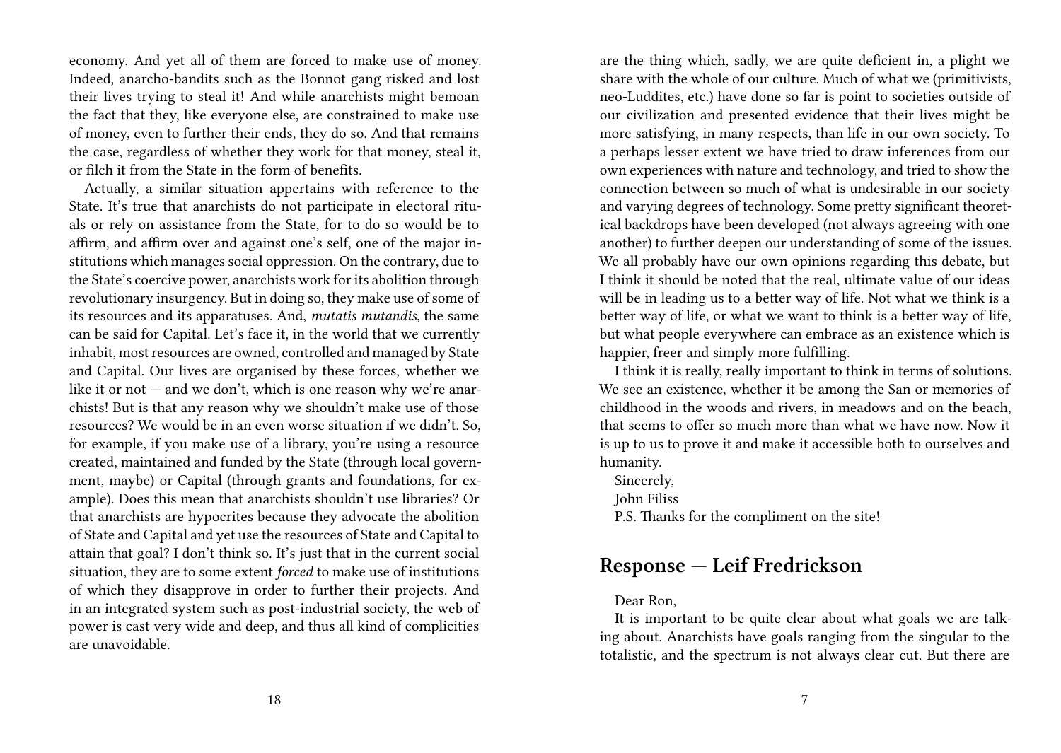economy. And yet all of them are forced to make use of money. Indeed, anarcho-bandits such as the Bonnot gang risked and lost their lives trying to steal it! And while anarchists might bemoan the fact that they, like everyone else, are constrained to make use of money, even to further their ends, they do so. And that remains the case, regardless of whether they work for that money, steal it, or filch it from the State in the form of benefits.

Actually, a similar situation appertains with reference to the State. It's true that anarchists do not participate in electoral rituals or rely on assistance from the State, for to do so would be to affirm, and affirm over and against one's self, one of the major institutions which manages social oppression. On the contrary, due to the State's coercive power, anarchists work for its abolition through revolutionary insurgency. But in doing so, they make use of some of its resources and its apparatuses. And, *mutatis mutandis*, the same can be said for Capital. Let's face it, in the world that we currently inhabit, most resources are owned, controlled and managed by State and Capital. Our lives are organised by these forces, whether we like it or not — and we don't, which is one reason why we're anarchists! But is that any reason why we shouldn't make use of those resources? We would be in an even worse situation if we didn't. So, for example, if you make use of a library, you're using a resource created, maintained and funded by the State (through local government, maybe) or Capital (through grants and foundations, for example). Does this mean that anarchists shouldn't use libraries? Or that anarchists are hypocrites because they advocate the abolition of State and Capital and yet use the resources of State and Capital to attain that goal? I don't think so. It's just that in the current social situation, they are to some extent *forced* to make use of institutions of which they disapprove in order to further their projects. And in an integrated system such as post-industrial society, the web of power is cast very wide and deep, and thus all kind of complicities are unavoidable.

are the thing which, sadly, we are quite deficient in, a plight we share with the whole of our culture. Much of what we (primitivists, neo-Luddites, etc.) have done so far is point to societies outside of our civilization and presented evidence that their lives might be more satisfying, in many respects, than life in our own society. To a perhaps lesser extent we have tried to draw inferences from our own experiences with nature and technology, and tried to show the connection between so much of what is undesirable in our society and varying degrees of technology. Some pretty significant theoretical backdrops have been developed (not always agreeing with one another) to further deepen our understanding of some of the issues. We all probably have our own opinions regarding this debate, but I think it should be noted that the real, ultimate value of our ideas will be in leading us to a better way of life. Not what we think is a better way of life, or what we want to think is a better way of life, but what people everywhere can embrace as an existence which is happier, freer and simply more fulfilling.

I think it is really, really important to think in terms of solutions. We see an existence, whether it be among the San or memories of childhood in the woods and rivers, in meadows and on the beach, that seems to offer so much more than what we have now. Now it is up to us to prove it and make it accessible both to ourselves and humanity.

Sincerely,

John Filiss

P.S. Thanks for the compliment on the site!

## Response — Leif Fredrickson

Dear Ron,

It is important to be quite clear about what goals we are talking about. Anarchists have goals ranging from the singular to the totalistic, and the spectrum is not always clear cut. But there are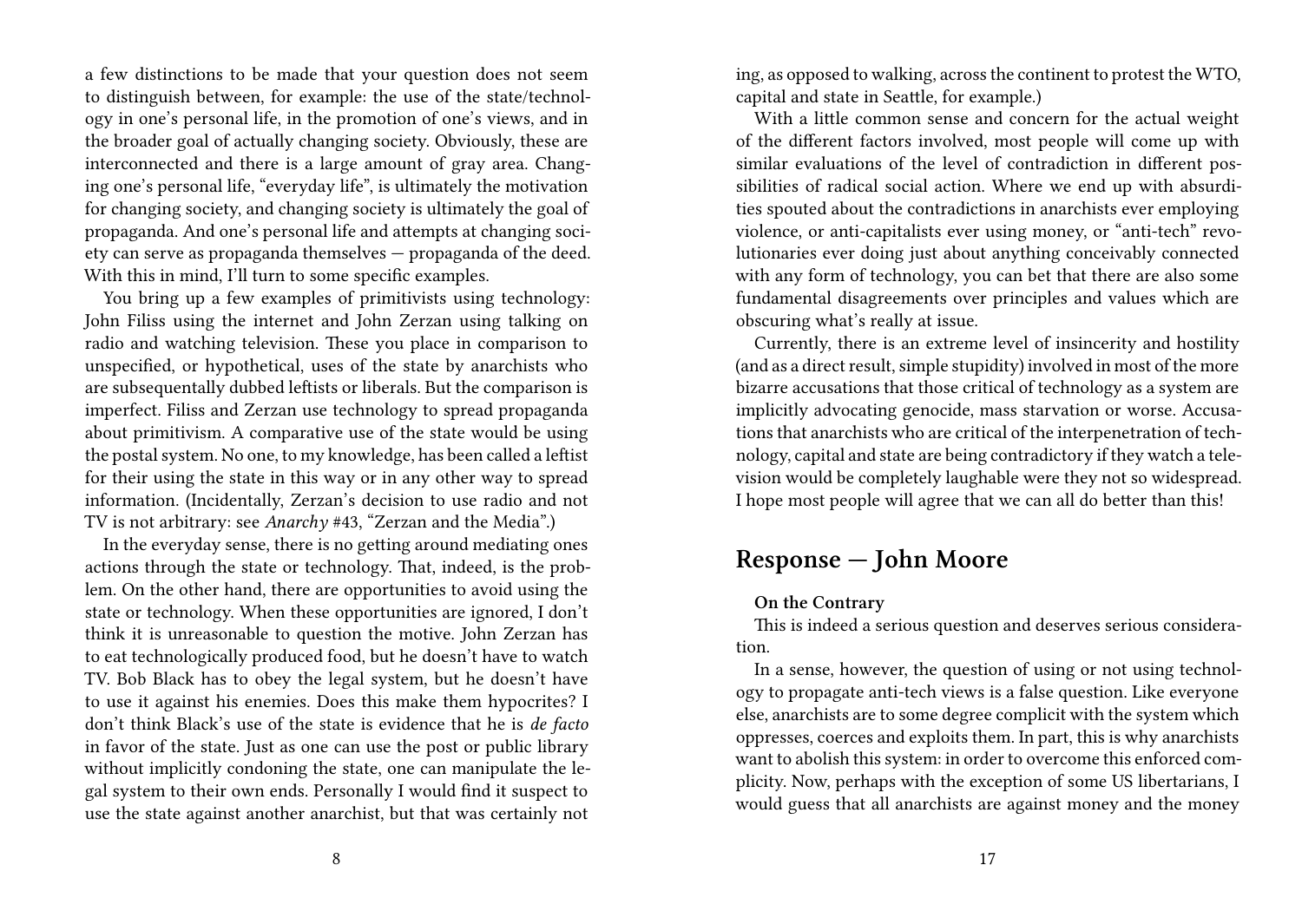a few distinctions to be made that your question does not seem to distinguish between, for example: the use of the state/technology in one's personal life, in the promotion of one's views, and in the broader goal of actually changing society. Obviously, these are interconnected and there is a large amount of gray area. Changing one's personal life, "everyday life", is ultimately the motivation for changing society, and changing society is ultimately the goal of propaganda. And one's personal life and attempts at changing society can serve as propaganda themselves — propaganda of the deed. With this in mind, I'll turn to some specific examples.

You bring up a few examples of primitivists using technology: John Filiss using the internet and John Zerzan using talking on radio and watching television. These you place in comparison to unspecified, or hypothetical, uses of the state by anarchists who are subsequentally dubbed leftists or liberals. But the comparison is imperfect. Filiss and Zerzan use technology to spread propaganda about primitivism. A comparative use of the state would be using the postal system. No one, to my knowledge, has been called a leftist for their using the state in this way or in any other way to spread information. (Incidentally, Zerzan's decision to use radio and not TV is not arbitrary: see *Anarchy* #43, "Zerzan and the Media".)

In the everyday sense, there is no getting around mediating ones actions through the state or technology. That, indeed, is the problem. On the other hand, there are opportunities to avoid using the state or technology. When these opportunities are ignored, I don't think it is unreasonable to question the motive. John Zerzan has to eat technologically produced food, but he doesn't have to watch TV. Bob Black has to obey the legal system, but he doesn't have to use it against his enemies. Does this make them hypocrites? I don't think Black's use of the state is evidence that he is *de facto* in favor of the state. Just as one can use the post or public library without implicitly condoning the state, one can manipulate the legal system to their own ends. Personally I would find it suspect to use the state against another anarchist, but that was certainly not

ing, as opposed to walking, across the continent to protest the WTO, capital and state in Seattle, for example.)

With a little common sense and concern for the actual weight of the different factors involved, most people will come up with similar evaluations of the level of contradiction in different possibilities of radical social action. Where we end up with absurdities spouted about the contradictions in anarchists ever employing violence, or anti-capitalists ever using money, or "anti-tech" revolutionaries ever doing just about anything conceivably connected with any form of technology, you can bet that there are also some fundamental disagreements over principles and values which are obscuring what's really at issue.

Currently, there is an extreme level of insincerity and hostility (and as a direct result, simple stupidity) involved in most of the more bizarre accusations that those critical of technology as a system are implicitly advocating genocide, mass starvation or worse. Accusations that anarchists who are critical of the interpenetration of technology, capital and state are being contradictory if they watch a television would be completely laughable were they not so widespread. I hope most people will agree that we can all do better than this!

## Response — John Moore

**On the Contrary**

This is indeed a serious question and deserves serious consideration.

In a sense, however, the question of using or not using technology to propagate anti-tech views is a false question. Like everyone else, anarchists are to some degree complicit with the system which oppresses, coerces and exploits them. In part, this is why anarchists want to abolish this system: in order to overcome this enforced complicity. Now, perhaps with the exception of some US libertarians, I would guess that all anarchists are against money and the money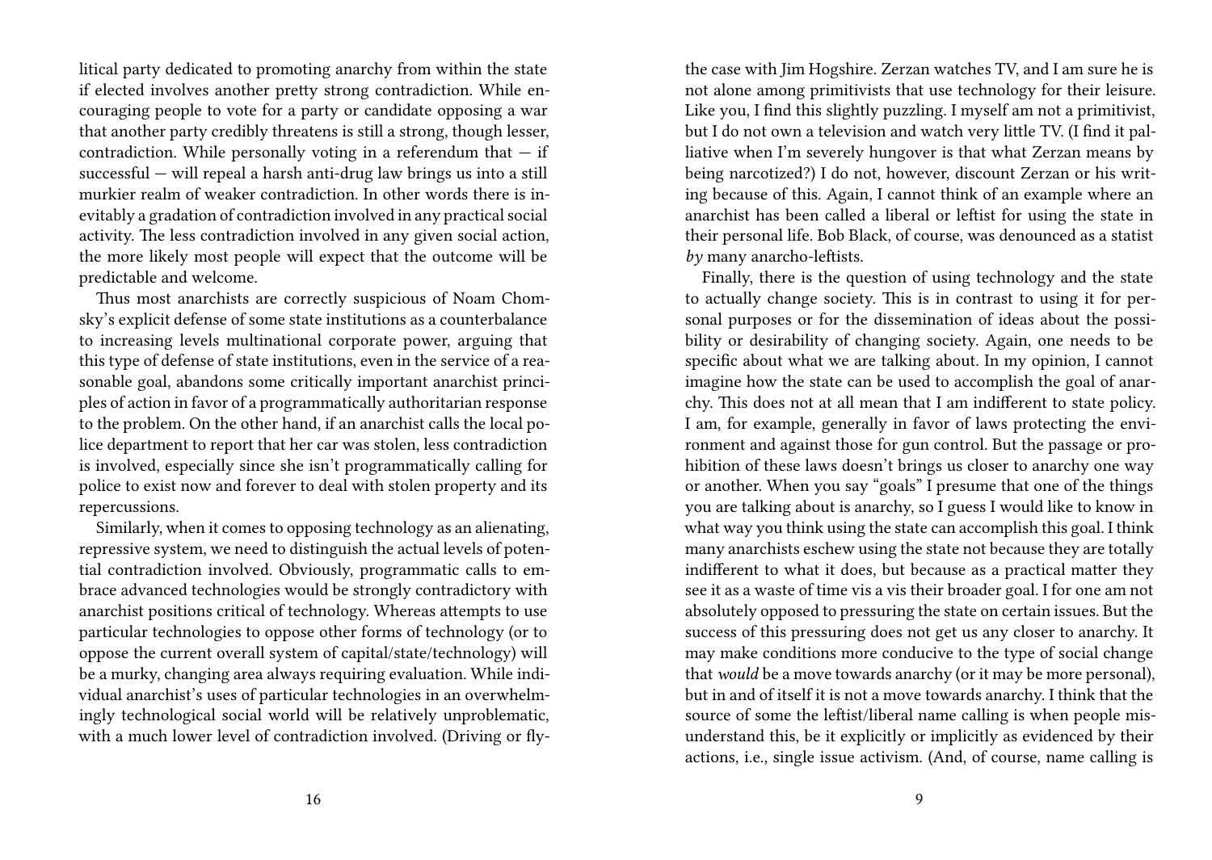litical party dedicated to promoting anarchy from within the state if elected involves another pretty strong contradiction. While encouraging people to vote for a party or candidate opposing a war that another party credibly threatens is still a strong, though lesser, contradiction. While personally voting in a referendum that — if successful — will repeal a harsh anti-drug law brings us into a still murkier realm of weaker contradiction. In other words there is inevitably a gradation of contradiction involved in any practical social activity. The less contradiction involved in any given social action, the more likely most people will expect that the outcome will be predictable and welcome.

Thus most anarchists are correctly suspicious of Noam Chomsky's explicit defense of some state institutions as a counterbalance to increasing levels multinational corporate power, arguing that this type of defense of state institutions, even in the service of a reasonable goal, abandons some critically important anarchist principles of action in favor of a programmatically authoritarian response to the problem. On the other hand, if an anarchist calls the local police department to report that her car was stolen, less contradiction is involved, especially since she isn't programmatically calling for police to exist now and forever to deal with stolen property and its repercussions.

Similarly, when it comes to opposing technology as an alienating, repressive system, we need to distinguish the actual levels of potential contradiction involved. Obviously, programmatic calls to embrace advanced technologies would be strongly contradictory with anarchist positions critical of technology. Whereas attempts to use particular technologies to oppose other forms of technology (or to oppose the current overall system of capital/state/technology) will be a murky, changing area always requiring evaluation. While individual anarchist's uses of particular technologies in an overwhelmingly technological social world will be relatively unproblematic, with a much lower level of contradiction involved. (Driving or fly-

the case with Jim Hogshire. Zerzan watches TV, and I am sure he is not alone among primitivists that use technology for their leisure. Like you, I find this slightly puzzling. I myself am not a primitivist, but I do not own a television and watch very little TV. (I find it palliative when I'm severely hungover is that what Zerzan means by being narcotized?) I do not, however, discount Zerzan or his writing because of this. Again, I cannot think of an example where an anarchist has been called a liberal or leftist for using the state in their personal life. Bob Black, of course, was denounced as a statist *by* many anarcho-leftists.

Finally, there is the question of using technology and the state to actually change society. This is in contrast to using it for personal purposes or for the dissemination of ideas about the possibility or desirability of changing society. Again, one needs to be specific about what we are talking about. In my opinion, I cannot imagine how the state can be used to accomplish the goal of anarchy. This does not at all mean that I am indifferent to state policy. I am, for example, generally in favor of laws protecting the environment and against those for gun control. But the passage or prohibition of these laws doesn't brings us closer to anarchy one way or another. When you say "goals" I presume that one of the things you are talking about is anarchy, so I guess I would like to know in what way you think using the state can accomplish this goal. I think many anarchists eschew using the state not because they are totally indifferent to what it does, but because as a practical matter they see it as a waste of time vis a vis their broader goal. I for one am not absolutely opposed to pressuring the state on certain issues. But the success of this pressuring does not get us any closer to anarchy. It may make conditions more conducive to the type of social change that *would* be a move towards anarchy (or it may be more personal), but in and of itself it is not a move towards anarchy. I think that the source of some the leftist/liberal name calling is when people misunderstand this, be it explicitly or implicitly as evidenced by their actions, i.e., single issue activism. (And, of course, name calling is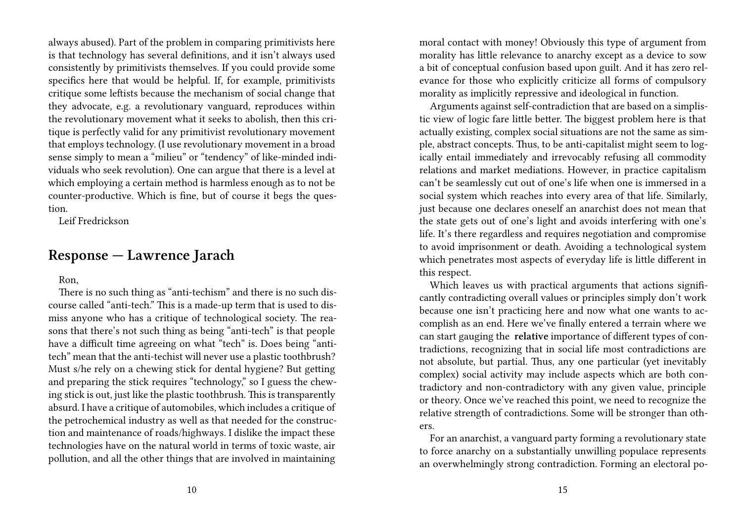always abused). Part of the problem in comparing primitivists here is that technology has several definitions, and it isn't always used consistently by primitivists themselves. If you could provide some specifics here that would be helpful. If, for example, primitivists critique some leftists because the mechanism of social change that they advocate, e.g. a revolutionary vanguard, reproduces within the revolutionary movement what it seeks to abolish, then this critique is perfectly valid for any primitivist revolutionary movement that employs technology. (I use revolutionary movement in a broad sense simply to mean a "milieu" or "tendency" of like-minded individuals who seek revolution). One can argue that there is a level at which employing a certain method is harmless enough as to not be counter-productive. Which is fine, but of course it begs the question.

Leif Fredrickson

## Response — Lawrence Jarach

Ron,

There is no such thing as "anti-techism" and there is no such discourse called "anti-tech." This is a made-up term that is used to dismiss anyone who has a critique of technological society. The reasons that there's not such thing as being "anti-tech" is that people have a difficult time agreeing on what "tech" is. Does being "anti-tech" mean that the anti-techist will never use a plastic toothbrush? Must s/he rely on a chewing stick for dental hygiene? But getting and preparing the stick requires "technology," so I guess the chewing stick is out, just like the plastic toothbrush. This is transparently absurd. I have a critique of automobiles, which includes a critique of the petrochemical industry as well as that needed for the construction and maintenance of roads/highways. I dislike the impact these technologies have on the natural world in terms of toxic waste, air pollution, and all the other things that are involved in maintaining

moral contact with money! Obviously this type of argument from morality has little relevance to anarchy except as a device to sow a bit of conceptual confusion based upon guilt. And it has zero relevance for those who explicitly criticize all forms of compulsory morality as implicitly repressive and ideological in function.

Arguments against self-contradiction that are based on a simplistic view of logic fare little better. The biggest problem here is that actually existing, complex social situations are not the same as simple, abstract concepts. Thus, to be anti-capitalist might seem to logically entail immediately and irrevocably refusing all commodity relations and market mediations. However, in practice capitalism can't be seamlessly cut out of one's life when one is immersed in a social system which reaches into every area of that life. Similarly, just because one declares oneself an anarchist does not mean that the state gets out of one's light and avoids interfering with one's life. It's there regardless and requires negotiation and compromise to avoid imprisonment or death. Avoiding a technological system which penetrates most aspects of everyday life is little different in this respect.

Which leaves us with practical arguments that actions significantly contradicting overall values or principles simply don't work because one isn't practicing here and now what one wants to accomplish as an end. Here we've finally entered a terrain where we can start gauging the **relative** importance of different types of contradictions, recognizing that in social life most contradictions are not absolute, but partial. Thus, any one particular (yet inevitably complex) social activity may include aspects which are both contradictory and non-contradictory with any given value, principle or theory. Once we've reached this point, we need to recognize the relative strength of contradictions. Some will be stronger than others.

For an anarchist, a vanguard party forming a revolutionary state to force anarchy on a substantially unwilling populace represents an overwhelmingly strong contradiction. Forming an electoral po-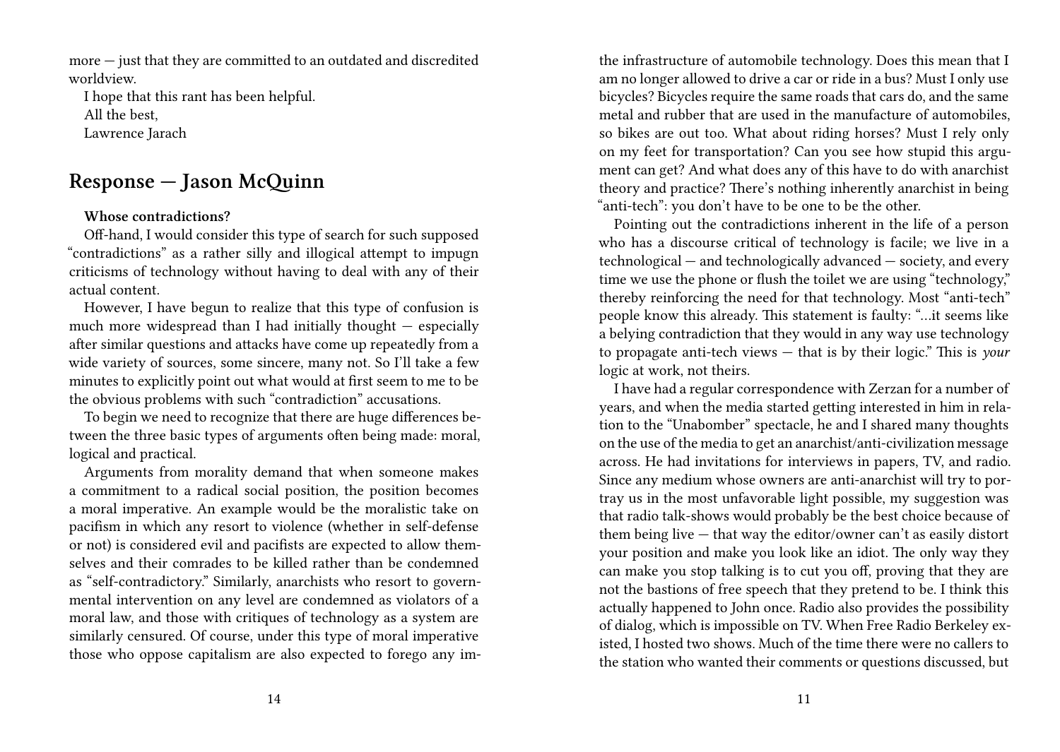more — just that they are committed to an outdated and discredited worldview.

I hope that this rant has been helpful.

All the best,

Lawrence Jarach

## Response — Jason McQuinn

**Whose contradictions?**

Off-hand, I would consider this type of search for such supposed "contradictions" as a rather silly and illogical attempt to impugn criticisms of technology without having to deal with any of their actual content.

However, I have begun to realize that this type of confusion is much more widespread than I had initially thought — especially after similar questions and attacks have come up repeatedly from a wide variety of sources, some sincere, many not. So I'll take a few minutes to explicitly point out what would at first seem to me to be the obvious problems with such "contradiction" accusations.

To begin we need to recognize that there are huge differences between the three basic types of arguments often being made: moral, logical and practical.

Arguments from morality demand that when someone makes a commitment to a radical social position, the position becomes a moral imperative. An example would be the moralistic take on pacifism in which any resort to violence (whether in self-defense or not) is considered evil and pacifists are expected to allow themselves and their comrades to be killed rather than be condemned as "self-contradictory." Similarly, anarchists who resort to governmental intervention on any level are condemned as violators of a moral law, and those with critiques of technology as a system are similarly censured. Of course, under this type of moral imperative those who oppose capitalism are also expected to forego any im-

the infrastructure of automobile technology. Does this mean that I am no longer allowed to drive a car or ride in a bus? Must I only use bicycles? Bicycles require the same roads that cars do, and the same metal and rubber that are used in the manufacture of automobiles, so bikes are out too. What about riding horses? Must I rely only on my feet for transportation? Can you see how stupid this argument can get? And what does any of this have to do with anarchist theory and practice? There's nothing inherently anarchist in being "anti-tech": you don't have to be one to be the other.

Pointing out the contradictions inherent in the life of a person who has a discourse critical of technology is facile; we live in a technological — and technologically advanced — society, and every time we use the phone or flush the toilet we are using "technology," thereby reinforcing the need for that technology. Most "anti-tech" people know this already. This statement is faulty: "…it seems like a belying contradiction that they would in any way use technology to propagate anti-tech views — that is by their logic." This is *your* logic at work, not theirs.

I have had a regular correspondence with Zerzan for a number of years, and when the media started getting interested in him in relation to the "Unabomber" spectacle, he and I shared many thoughts on the use of the media to get an anarchist/anti-civilization message across. He had invitations for interviews in papers, TV, and radio. Since any medium whose owners are anti-anarchist will try to portray us in the most unfavorable light possible, my suggestion was that radio talk-shows would probably be the best choice because of them being live — that way the editor/owner can't as easily distort your position and make you look like an idiot. The only way they can make you stop talking is to cut you off, proving that they are not the bastions of free speech that they pretend to be. I think this actually happened to John once. Radio also provides the possibility of dialog, which is impossible on TV. When Free Radio Berkeley existed, I hosted two shows. Much of the time there were no callers to the station who wanted their comments or questions discussed, but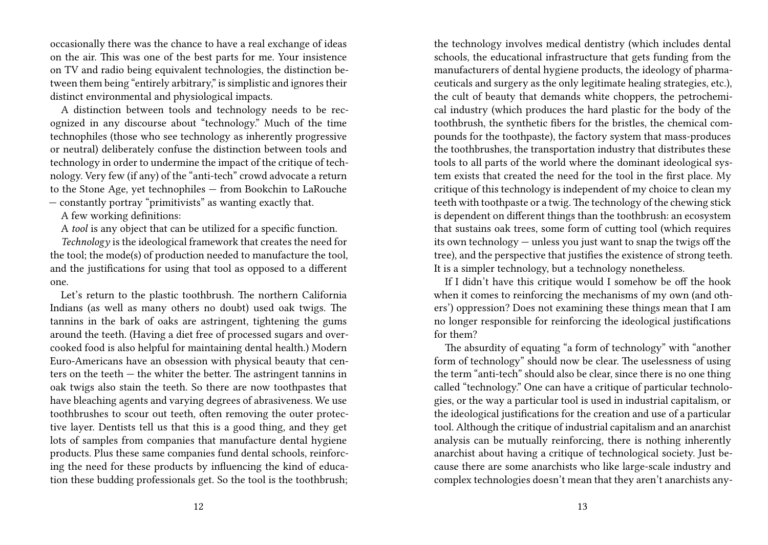occasionally there was the chance to have a real exchange of ideas on the air. This was one of the best parts for me. Your insistence on TV and radio being equivalent technologies, the distinction between them being "entirely arbitrary," is simplistic and ignores their distinct environmental and physiological impacts.

A distinction between tools and technology needs to be recognized in any discourse about "technology." Much of the time technophiles (those who see technology as inherently progressive or neutral) deliberately confuse the distinction between tools and technology in order to undermine the impact of the critique of technology. Very few (if any) of the "anti-tech" crowd advocate a return to the Stone Age, yet technophiles — from Bookchin to LaRouche — constantly portray "primitivists" as wanting exactly that.

A few working definitions:

A *tool* is any object that can be utilized for a specific function.

*Technology* is the ideological framework that creates the need for the tool; the mode(s) of production needed to manufacture the tool, and the justifications for using that tool as opposed to a different one.

Let's return to the plastic toothbrush. The northern California Indians (as well as many others no doubt) used oak twigs. The tannins in the bark of oaks are astringent, tightening the gums around the teeth. (Having a diet free of processed sugars and overcooked food is also helpful for maintaining dental health.) Modern Euro-Americans have an obsession with physical beauty that centers on the teeth — the whiter the better. The astringent tannins in oak twigs also stain the teeth. So there are now toothpastes that have bleaching agents and varying degrees of abrasiveness. We use toothbrushes to scour out teeth, often removing the outer protective layer. Dentists tell us that this is a good thing, and they get lots of samples from companies that manufacture dental hygiene products. Plus these same companies fund dental schools, reinforcing the need for these products by influencing the kind of education these budding professionals get. So the tool is the toothbrush; the technology involves medical dentistry (which includes dental schools, the educational infrastructure that gets funding from the manufacturers of dental hygiene products, the ideology of pharmaceuticals and surgery as the only legitimate healing strategies, etc.), the cult of beauty that demands white choppers, the petrochemical industry (which produces the hard plastic for the body of the toothbrush, the synthetic fibers for the bristles, the chemical compounds for the toothpaste), the factory system that mass-produces the toothbrushes, the transportation industry that distributes these tools to all parts of the world where the dominant ideological system exists that created the need for the tool in the first place. My critique of this technology is independent of my choice to clean my teeth with toothpaste or a twig. The technology of the chewing stick is dependent on different things than the toothbrush: an ecosystem that sustains oak trees, some form of cutting tool (which requires its own technology — unless you just want to snap the twigs off the tree), and the perspective that justifies the existence of strong teeth. It is a simpler technology, but a technology nonetheless.

If I didn't have this critique would I somehow be off the hook when it comes to reinforcing the mechanisms of my own (and others') oppression? Does not examining these things mean that I am no longer responsible for reinforcing the ideological justifications for them?

The absurdity of equating "a form of technology" with "another form of technology" should now be clear. The uselessness of using the term "anti-tech" should also be clear, since there is no one thing called "technology." One can have a critique of particular technologies, or the way a particular tool is used in industrial capitalism, or the ideological justifications for the creation and use of a particular tool. Although the critique of industrial capitalism and an anarchist analysis can be mutually reinforcing, there is nothing inherently anarchist about having a critique of technological society. Just because there are some anarchists who like large-scale industry and complex technologies doesn't mean that they aren't anarchists any-